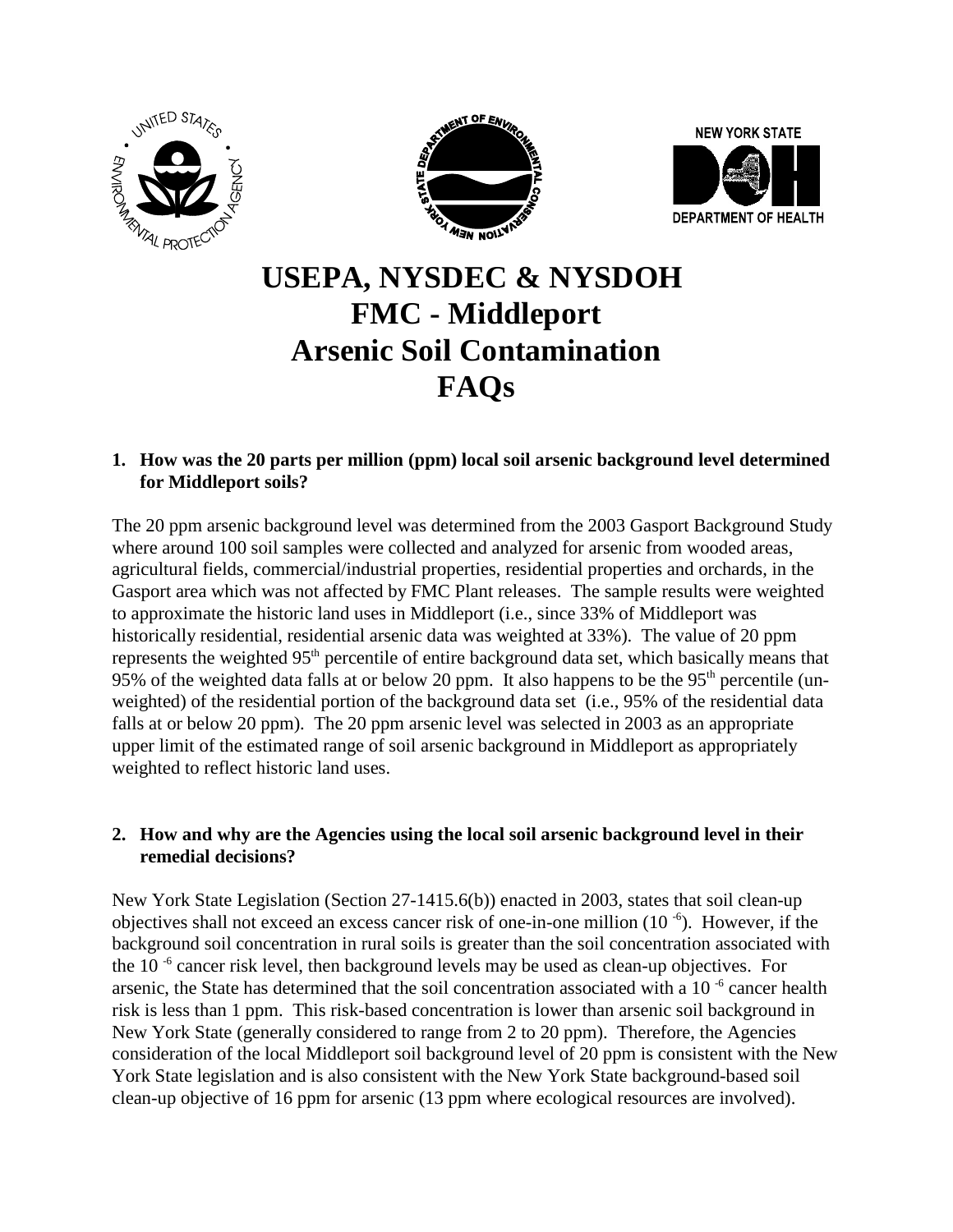# USEPA, NYSDEC & NYSDOH
# FMC - Middleport
# Arsenic Soil Contamination
# FAQs

**1. How was the 20 parts per million (ppm) local soil arsenic background level determined for Middleport soils?**

The 20 ppm arsenic background level was determined from the 2003 Gasport Background Study where around 100 soil samples were collected and analyzed for arsenic from wooded areas, agricultural fields, commercial/industrial properties, residential properties and orchards, in the Gasport area which was not affected by FMC Plant releases. The sample results were weighted to approximate the historic land uses in Middleport (i.e., since 33% of Middleport was historically residential, residential arsenic data was weighted at 33%). The value of 20 ppm represents the weighted 95th percentile of entire background data set, which basically means that 95% of the weighted data falls at or below 20 ppm. It also happens to be the 95th percentile (un-weighted) of the residential portion of the background data set (i.e., 95% of the residential data falls at or below 20 ppm). The 20 ppm arsenic level was selected in 2003 as an appropriate upper limit of the estimated range of soil arsenic background in Middleport as appropriately weighted to reflect historic land uses.

**2. How and why are the Agencies using the local soil arsenic background level in their remedial decisions?**

New York State Legislation (Section 27-1415.6(b)) enacted in 2003, states that soil clean-up objectives shall not exceed an excess cancer risk of one-in-one million ($10^{-6}$). However, if the background soil concentration in rural soils is greater than the soil concentration associated with the $10^{-6}$ cancer risk level, then background levels may be used as clean-up objectives. For arsenic, the State has determined that the soil concentration associated with a $10^{-6}$ cancer health risk is less than 1 ppm. This risk-based concentration is lower than arsenic soil background in New York State (generally considered to range from 2 to 20 ppm). Therefore, the Agencies consideration of the local Middleport soil background level of 20 ppm is consistent with the New York State legislation and is also consistent with the New York State background-based soil clean-up objective of 16 ppm for arsenic (13 ppm where ecological resources are involved).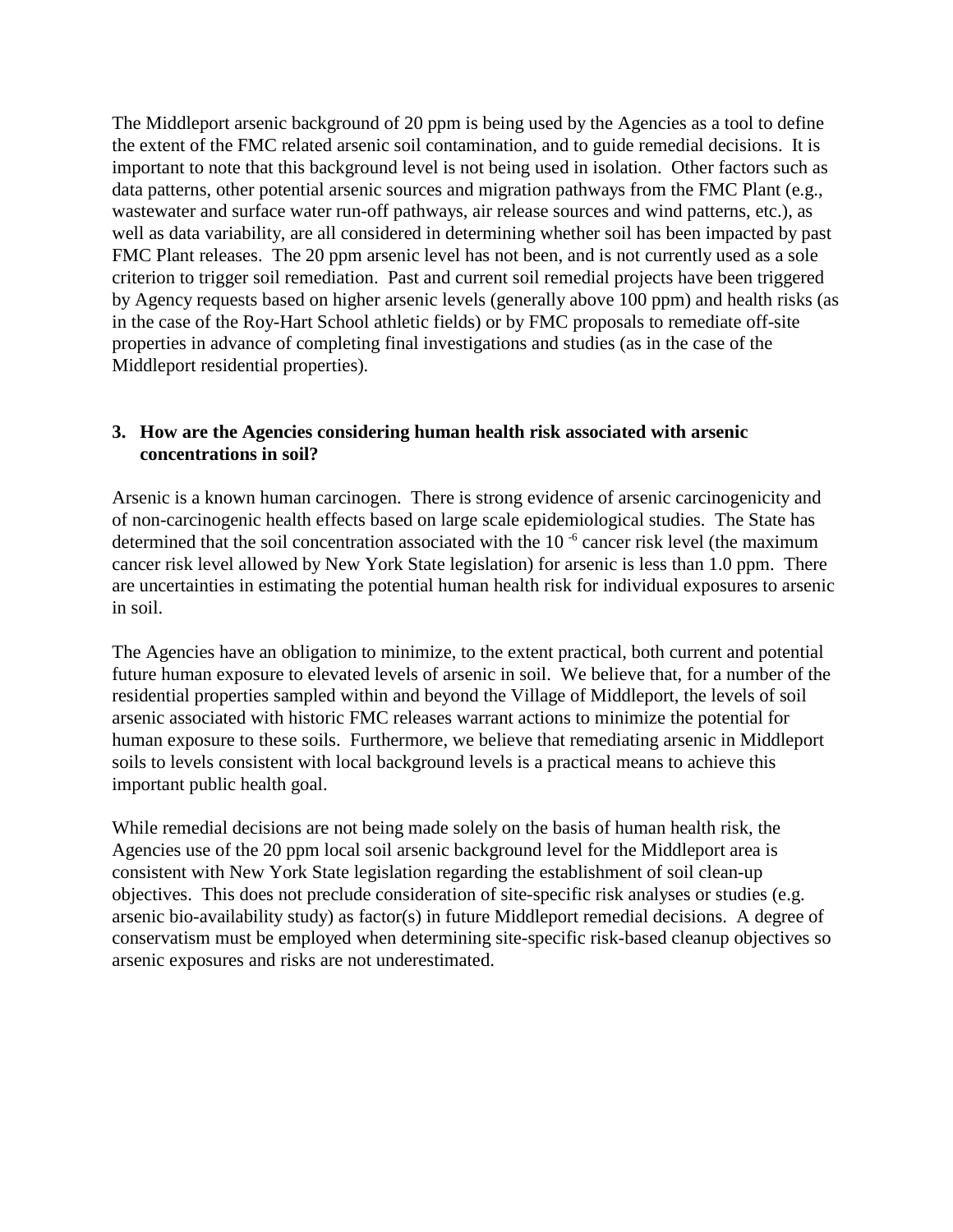The Middleport arsenic background of 20 ppm is being used by the Agencies as a tool to define the extent of the FMC related arsenic soil contamination, and to guide remedial decisions. It is important to note that this background level is not being used in isolation. Other factors such as data patterns, other potential arsenic sources and migration pathways from the FMC Plant (e.g., wastewater and surface water run-off pathways, air release sources and wind patterns, etc.), as well as data variability, are all considered in determining whether soil has been impacted by past FMC Plant releases. The 20 ppm arsenic level has not been, and is not currently used as a sole criterion to trigger soil remediation. Past and current soil remedial projects have been triggered by Agency requests based on higher arsenic levels (generally above 100 ppm) and health risks (as in the case of the Roy-Hart School athletic fields) or by FMC proposals to remediate off-site properties in advance of completing final investigations and studies (as in the case of the Middleport residential properties).

**3. How are the Agencies considering human health risk associated with arsenic concentrations in soil?**

Arsenic is a known human carcinogen. There is strong evidence of arsenic carcinogenicity and of non-carcinogenic health effects based on large scale epidemiological studies. The State has determined that the soil concentration associated with the $10^{-6}$ cancer risk level (the maximum cancer risk level allowed by New York State legislation) for arsenic is less than 1.0 ppm. There are uncertainties in estimating the potential human health risk for individual exposures to arsenic in soil.

The Agencies have an obligation to minimize, to the extent practical, both current and potential future human exposure to elevated levels of arsenic in soil. We believe that, for a number of the residential properties sampled within and beyond the Village of Middleport, the levels of soil arsenic associated with historic FMC releases warrant actions to minimize the potential for human exposure to these soils. Furthermore, we believe that remediating arsenic in Middleport soils to levels consistent with local background levels is a practical means to achieve this important public health goal.

While remedial decisions are not being made solely on the basis of human health risk, the Agencies use of the 20 ppm local soil arsenic background level for the Middleport area is consistent with New York State legislation regarding the establishment of soil clean-up objectives. This does not preclude consideration of site-specific risk analyses or studies (e.g. arsenic bio-availability study) as factor(s) in future Middleport remedial decisions. A degree of conservatism must be employed when determining site-specific risk-based cleanup objectives so arsenic exposures and risks are not underestimated.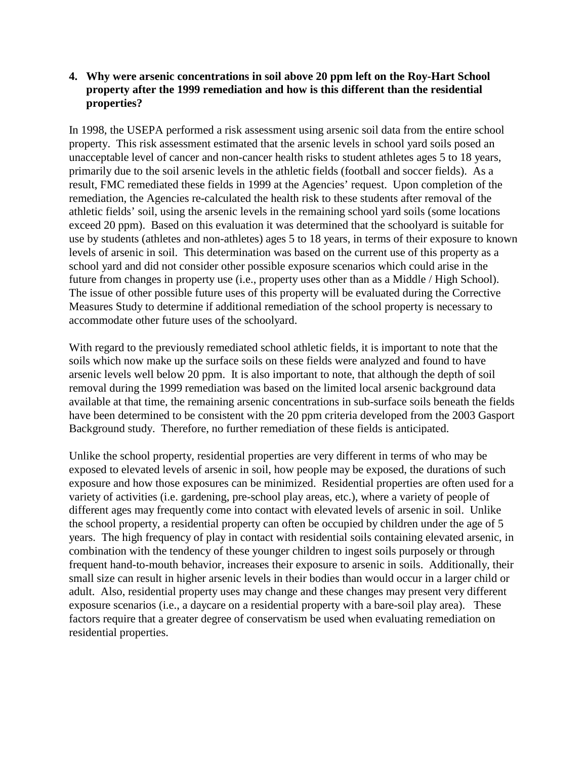**4. Why were arsenic concentrations in soil above 20 ppm left on the Roy-Hart School property after the 1999 remediation and how is this different than the residential properties?**

In 1998, the USEPA performed a risk assessment using arsenic soil data from the entire school property. This risk assessment estimated that the arsenic levels in school yard soils posed an unacceptable level of cancer and non-cancer health risks to student athletes ages 5 to 18 years, primarily due to the soil arsenic levels in the athletic fields (football and soccer fields). As a result, FMC remediated these fields in 1999 at the Agencies' request. Upon completion of the remediation, the Agencies re-calculated the health risk to these students after removal of the athletic fields' soil, using the arsenic levels in the remaining school yard soils (some locations exceed 20 ppm). Based on this evaluation it was determined that the schoolyard is suitable for use by students (athletes and non-athletes) ages 5 to 18 years, in terms of their exposure to known levels of arsenic in soil. This determination was based on the current use of this property as a school yard and did not consider other possible exposure scenarios which could arise in the future from changes in property use (i.e., property uses other than as a Middle / High School). The issue of other possible future uses of this property will be evaluated during the Corrective Measures Study to determine if additional remediation of the school property is necessary to accommodate other future uses of the schoolyard.

With regard to the previously remediated school athletic fields, it is important to note that the soils which now make up the surface soils on these fields were analyzed and found to have arsenic levels well below 20 ppm. It is also important to note, that although the depth of soil removal during the 1999 remediation was based on the limited local arsenic background data available at that time, the remaining arsenic concentrations in sub-surface soils beneath the fields have been determined to be consistent with the 20 ppm criteria developed from the 2003 Gasport Background study. Therefore, no further remediation of these fields is anticipated.

Unlike the school property, residential properties are very different in terms of who may be exposed to elevated levels of arsenic in soil, how people may be exposed, the durations of such exposure and how those exposures can be minimized. Residential properties are often used for a variety of activities (i.e. gardening, pre-school play areas, etc.), where a variety of people of different ages may frequently come into contact with elevated levels of arsenic in soil. Unlike the school property, a residential property can often be occupied by children under the age of 5 years. The high frequency of play in contact with residential soils containing elevated arsenic, in combination with the tendency of these younger children to ingest soils purposely or through frequent hand-to-mouth behavior, increases their exposure to arsenic in soils. Additionally, their small size can result in higher arsenic levels in their bodies than would occur in a larger child or adult. Also, residential property uses may change and these changes may present very different exposure scenarios (i.e., a daycare on a residential property with a bare-soil play area). These factors require that a greater degree of conservatism be used when evaluating remediation on residential properties.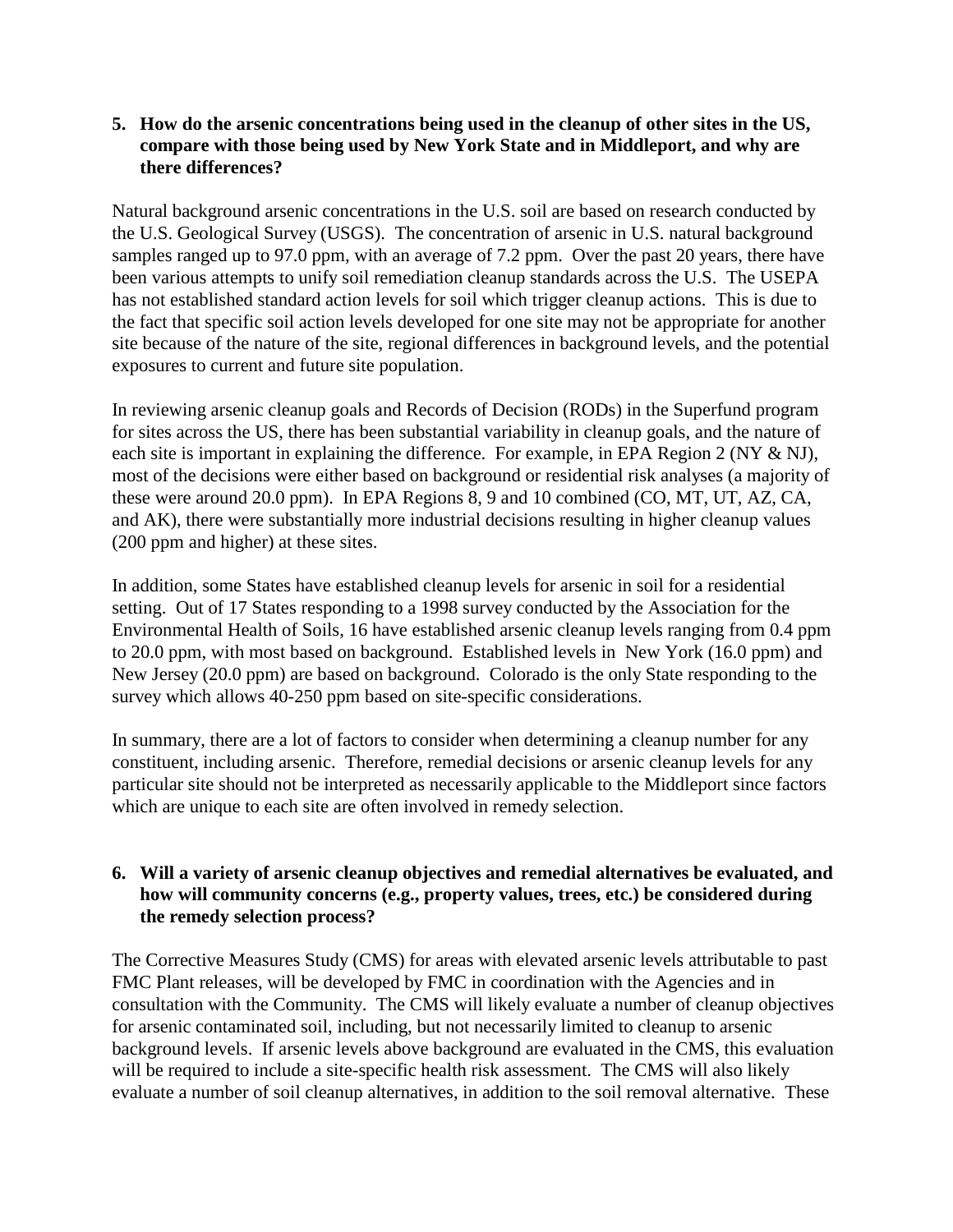**5. How do the arsenic concentrations being used in the cleanup of other sites in the US, compare with those being used by New York State and in Middleport, and why are there differences?**

Natural background arsenic concentrations in the U.S. soil are based on research conducted by the U.S. Geological Survey (USGS). The concentration of arsenic in U.S. natural background samples ranged up to 97.0 ppm, with an average of 7.2 ppm. Over the past 20 years, there have been various attempts to unify soil remediation cleanup standards across the U.S. The USEPA has not established standard action levels for soil which trigger cleanup actions. This is due to the fact that specific soil action levels developed for one site may not be appropriate for another site because of the nature of the site, regional differences in background levels, and the potential exposures to current and future site population.

In reviewing arsenic cleanup goals and Records of Decision (RODs) in the Superfund program for sites across the US, there has been substantial variability in cleanup goals, and the nature of each site is important in explaining the difference. For example, in EPA Region 2 (NY & NJ), most of the decisions were either based on background or residential risk analyses (a majority of these were around 20.0 ppm). In EPA Regions 8, 9 and 10 combined (CO, MT, UT, AZ, CA, and AK), there were substantially more industrial decisions resulting in higher cleanup values (200 ppm and higher) at these sites.

In addition, some States have established cleanup levels for arsenic in soil for a residential setting. Out of 17 States responding to a 1998 survey conducted by the Association for the Environmental Health of Soils, 16 have established arsenic cleanup levels ranging from 0.4 ppm to 20.0 ppm, with most based on background. Established levels in New York (16.0 ppm) and New Jersey (20.0 ppm) are based on background. Colorado is the only State responding to the survey which allows 40-250 ppm based on site-specific considerations.

In summary, there are a lot of factors to consider when determining a cleanup number for any constituent, including arsenic. Therefore, remedial decisions or arsenic cleanup levels for any particular site should not be interpreted as necessarily applicable to the Middleport since factors which are unique to each site are often involved in remedy selection.

**6. Will a variety of arsenic cleanup objectives and remedial alternatives be evaluated, and how will community concerns (e.g., property values, trees, etc.) be considered during the remedy selection process?**

The Corrective Measures Study (CMS) for areas with elevated arsenic levels attributable to past FMC Plant releases, will be developed by FMC in coordination with the Agencies and in consultation with the Community. The CMS will likely evaluate a number of cleanup objectives for arsenic contaminated soil, including, but not necessarily limited to cleanup to arsenic background levels. If arsenic levels above background are evaluated in the CMS, this evaluation will be required to include a site-specific health risk assessment. The CMS will also likely evaluate a number of soil cleanup alternatives, in addition to the soil removal alternative. These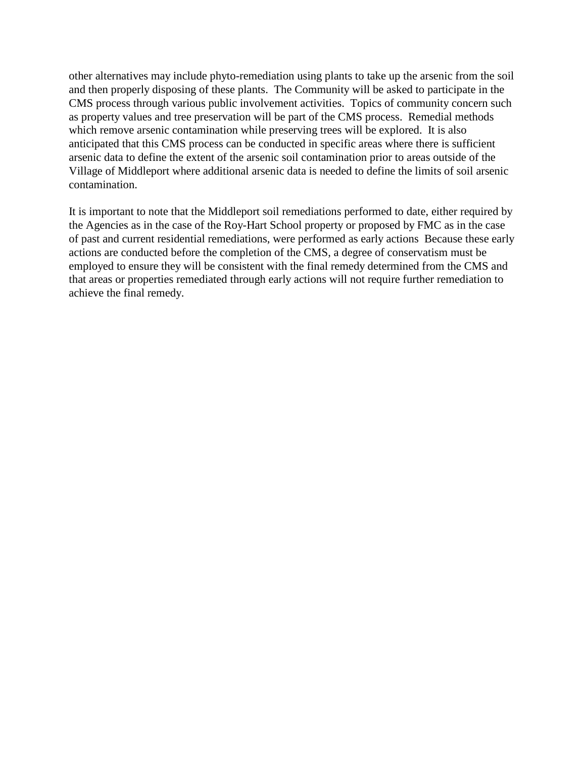other alternatives may include phyto-remediation using plants to take up the arsenic from the soil and then properly disposing of these plants.  The Community will be asked to participate in the CMS process through various public involvement activities.  Topics of community concern such as property values and tree preservation will be part of the CMS process.  Remedial methods which remove arsenic contamination while preserving trees will be explored.  It is also anticipated that this CMS process can be conducted in specific areas where there is sufficient arsenic data to define the extent of the arsenic soil contamination prior to areas outside of the Village of Middleport where additional arsenic data is needed to define the limits of soil arsenic contamination.

It is important to note that the Middleport soil remediations performed to date, either required by the Agencies as in the case of the Roy-Hart School property or proposed by FMC as in the case of past and current residential remediations, were performed as early actions  Because these early actions are conducted before the completion of the CMS, a degree of conservatism must be employed to ensure they will be consistent with the final remedy determined from the CMS and that areas or properties remediated through early actions will not require further remediation to achieve the final remedy.